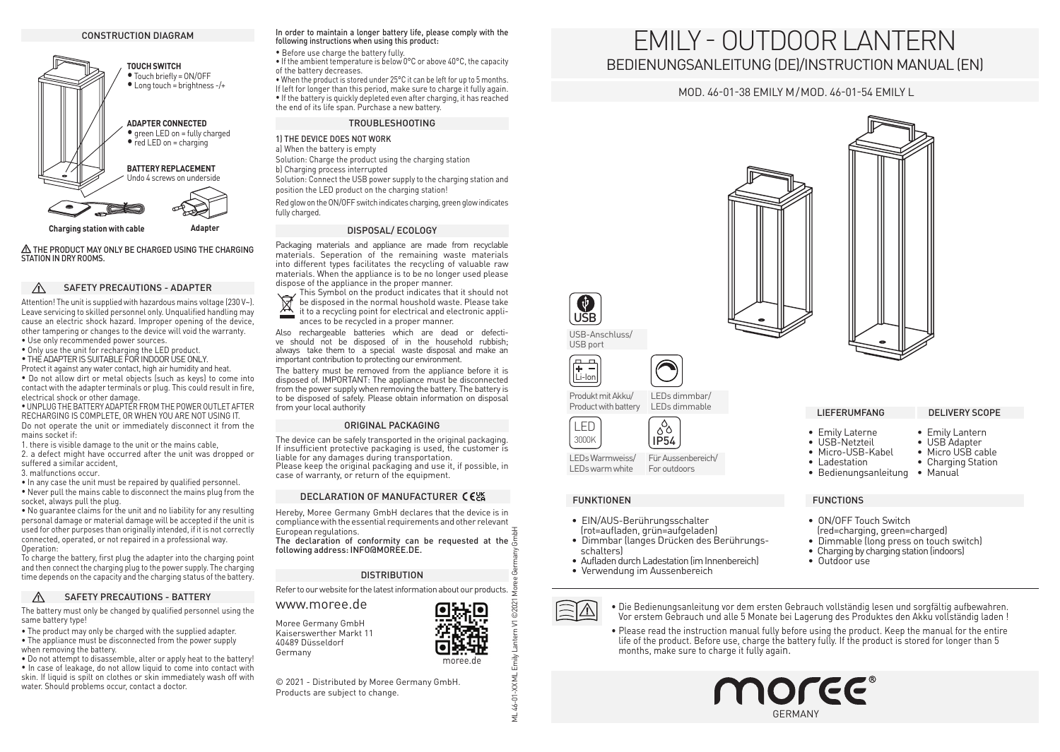## CONSTRUCTION DIAGRAM

**TOUCH SWITCH**
- Touch briefly = ON/OFF
- Long touch = brightness -/+

**ADAPTER CONNECTED**
- green LED on = fully charged
- red LED on = charging

**BATTERY REPLACEMENT**
Undo 4 screws on underside

**Charging station with cable** **Adapter**

⚠ THE PRODUCT MAY ONLY BE CHARGED USING THE CHARGING STATION IN DRY ROOMS.

## ⚠ SAFETY PRECAUTIONS - ADAPTER

Attention! The unit is supplied with hazardous mains voltage (230 V~). Leave servicing to skilled personnel only. Unqualified handling may cause an electric shock hazard. Improper opening of the device, other tampering or changes to the device will void the warranty.

- Use only recommended power sources.
- Only use the unit for recharging the LED product.
- THE ADAPTER IS SUITABLE FOR INDOOR USE ONLY.

Protect it against any water contact, high air humidity and heat.

- Do not allow dirt or metal objects (such as keys) to come into contact with the adapter terminals or plug. This could result in fire, electrical shock or other damage.
- UNPLUG THE BATTERY ADAPTER FROM THE POWER OUTLET AFTER RECHARGING IS COMPLETE, OR WHEN YOU ARE NOT USING IT.

Do not operate the unit or immediately disconnect it from the mains socket if:

1. there is visible damage to the unit or the mains cable,
2. a defect might have occurred after the unit was dropped or suffered a similar accident,
3. malfunctions occur.

- In any case the unit must be repaired by qualified personnel.
- Never pull the mains cable to disconnect the mains plug from the socket, always pull the plug.
- No guarantee claims for the unit and no liability for any resulting personal damage or material damage will be accepted if the unit is used for other purposes than originally intended, if it is not correctly connected, operated, or not repaired in a professional way.

Operation:
To charge the battery, first plug the adapter into the charging point and then connect the charging plug to the power supply. The charging time depends on the capacity and the charging status of the battery.

## ⚠ SAFETY PRECAUTIONS - BATTERY

The battery must only be changed by qualified personnel using the same battery type!

- The product may only be charged with the supplied adapter.
- The appliance must be disconnected from the power supply when removing the battery.
- Do not attempt to disassemble, alter or apply heat to the battery!
- In case of leakage, do not allow liquid to come into contact with skin. If liquid is spilt on clothes or skin immediately wash off with water. Should problems occur, contact a doctor.

In order to maintain a longer battery life, please comply with the following instructions when using this product:

- Before use charge the battery fully.
- If the ambient temperature is below 0°C or above 40°C, the capacity of the battery decreases.
- When the product is stored under 25°C it can be left for up to 5 months. If left for longer than this period, make sure to charge it fully again.
- If the battery is quickly depleted even after charging, it has reached the end of its life span. Purchase a new battery.

## TROUBLESHOOTING

1) THE DEVICE DOES NOT WORK

a) When the battery is empty
Solution: Charge the product using the charging station
b) Charging process interrupted
Solution: Connect the USB power supply to the charging station and position the LED product on the charging station!

Red glow on the ON/OFF switch indicates charging, green glow indicates fully charged.

## DISPOSAL/ ECOLOGY

Packaging materials and appliance are made from recyclable materials. Seperation of the remaining waste materials into different types facilitates the recycling of valuable raw materials. When the appliance is to be no longer used please dispose of the appliance in the proper manner.

This Symbol on the product indicates that it should not be disposed in the normal houshold waste. Please take it to a recycling point for electrical and electronic appliances to be recycled in a proper manner.

Also rechargeable batteries which are dead or defective should not be disposed of in the household rubbish; always take them to a special waste disposal and make an important contribution to protecting our environment.

The battery must be removed from the appliance before it is disposed of. IMPORTANT: The appliance must be disconnected from the power supply when removing the battery. The battery is to be disposed of safely. Please obtain information on disposal from your local authority

## ORIGINAL PACKAGING

The device can be safely transported in the original packaging. If insufficient protective packaging is used, the customer is liable for any damages during transportation.
Please keep the original packaging and use it, if possible, in case of warranty, or return of the equipment.

## DECLARATION OF MANUFACTURER CE UKCA

Hereby, Moree Germany GmbH declares that the device is in compliance with the essential requirements and other relevant European regulations.
**The declaration of conformity can be requested at the following address: INFO@MOREE.DE.**

## DISTRIBUTION

Refer to our website for the latest information about our products.

www.moree.de

Moree Germany GmbH
Kaiserswerther Markt 11
40489 Düsseldorf
Germany

moree.de

© 2021 - Distributed by Moree Germany GmbH.
Products are subject to change.

ML 46-01-XX ML Emily Lantern V1 ©2021 Moree Germany GmbH

# EMILY - OUTDOOR LANTERN

## BEDIENUNGSANLEITUNG (DE)/INSTRUCTION MANUAL (EN)

MOD. 46-01-38 EMILY M / MOD. 46-01-54 EMILY L

USB-Anschluss/
USB port

Produkt mit Akku/
Product with battery

LEDs dimmbar/
LEDs dimmable

LED 3000K
LEDs Warmweiss/
LEDs warm white

IP54
Für Aussenbereich/
For outdoors

## LIEFERUMFANG

- Emily Laterne
- USB-Netzteil
- Micro-USB-Kabel
- Ladestation
- Bedienungsanleitung

## DELIVERY SCOPE

- Emily Lantern
- USB Adapter
- Micro USB cable
- Charging Station
- Manual

## FUNKTIONEN

- EIN/AUS-Berührungsschalter (rot=aufladen, grün=aufgeladen)
- Dimmbar (langes Drücken des Berührungsschalters)
- Aufladen durch Ladestation (im Innenbereich)
- Verwendung im Aussenbereich

## FUNCTIONS

- ON/OFF Touch Switch (red=charging, green=charged)
- Dimmable (long press on touch switch)
- Charging by charging station (indoors)
- Outdoor use

- Die Bedienungsanleitung vor dem ersten Gebrauch vollständig lesen und sorgfältig aufbewahren. Vor erstem Gebrauch und alle 5 Monate bei Lagerung des Produktes den Akku vollständig laden !
- Please read the instruction manual fully before using the product. Keep the manual for the entire life of the product. Before use, charge the battery fully. If the product is stored for longer than 5 months, make sure to charge it fully again.

moree® GERMANY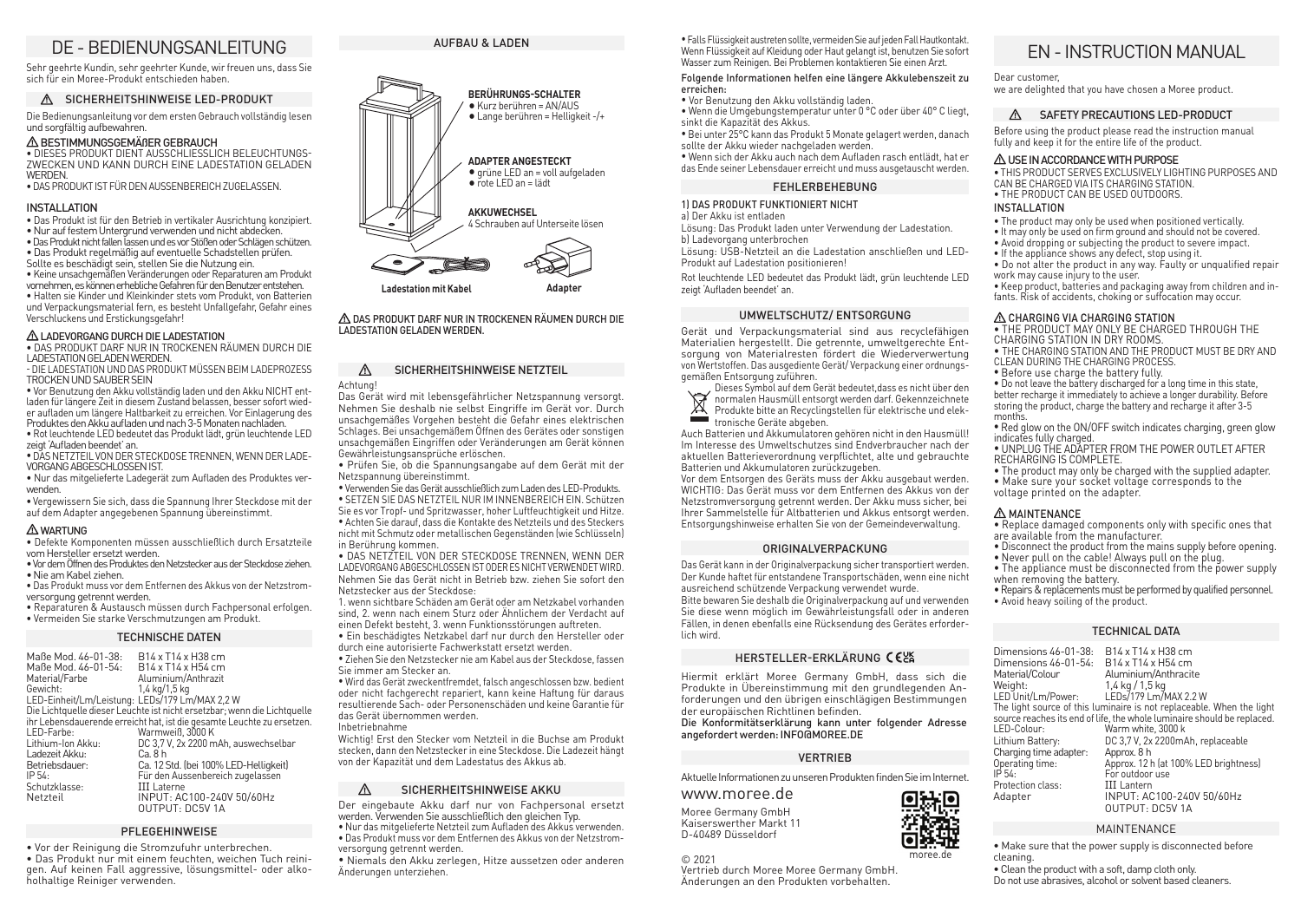# DE - BEDIENUNGSANLEITUNG

Sehr geehrte Kundin, sehr geehrter Kunde, wir freuen uns, dass Sie sich für ein Moree-Produkt entschieden haben.

## ⚠ SICHERHEITSHINWEISE LED-PRODUKT

Die Bedienungsanleitung vor dem ersten Gebrauch vollständig lesen und sorgfältig aufbewahren.

### ⚠ BESTIMMUNGSGEMÄßER GEBRAUCH

• DIESES PRODUKT DIENT AUSSCHLIESSLICH BELEUCHTUNGSZWECKEN UND KANN DURCH EINE LADESTATION GELADEN WERDEN.
• DAS PRODUKT IST FÜR DEN AUSSENBEREICH ZUGELASSEN.

### INSTALLATION

• Das Produkt ist für den Betrieb in vertikaler Ausrichtung konzipiert.
• Nur auf festem Untergrund verwenden und nicht abdecken.
• Das Produkt nicht fallen lassen und es vor Stößen oder Schlägen schützen.
• Das Produkt regelmäßig auf eventuelle Schadstellen prüfen.
Sollte es beschädigt sein, stellen Sie die Nutzung ein.
• Keine unsachgemäßen Veränderungen oder Reparaturen am Produkt vornehmen, es können erhebliche Gefahren für den Benutzer entstehen.
• Halten Sie Kinder und Kleinkinder stets vom Produkt, von Batterien und Verpackungsmaterial fern, es besteht Unfallgefahr, Gefahr eines Verschluckens und Erstickungsgefahr!

### ⚠ LADEVORGANG DURCH DIE LADESTATION

• DAS PRODUKT DARF NUR IN TROCKENEN RÄUMEN DURCH DIE LADESTATION GELADEN WERDEN.
- DIE LADESTATION UND DAS PRODUKT MÜSSEN BEIM LADEPROZESS TROCKEN UND SAUBER SEIN
• Vor Benutzung den Akku vollständig laden und den Akku NICHT entladen für längere Zeit in diesem Zustand belassen, besser sofort wieder aufladen um längere Haltbarkeit zu erreichen. Vor Einlagerung des Produktes den Akku aufladen und nach 3-5 Monaten nachladen.
• Rot leuchtende LED bedeutet das Produkt lädt, grün leuchtende LED zeigt 'Aufladen beendet' an.
• DAS NETZTEIL VON DER STECKDOSE TRENNEN, WENN DER LADEVORGANG ABGESCHLOSSEN IST.
• Nur das mitgelieferte Ladegerät zum Aufladen des Produktes verwenden.
• Vergewissern Sie sich, dass die Spannung Ihrer Steckdose mit der auf dem Adapter angegebenen Spannung übereinstimmt.

### ⚠ WARTUNG

• Defekte Komponenten müssen ausschließlich durch Ersatzteile vom Hersteller ersetzt werden.
• Vor dem Öffnen des Produktes den Netzstecker aus der Steckdose ziehen.
• Nie am Kabel ziehen.
• Das Produkt muss vor dem Entfernen des Akkus von der Netzstromversorgung getrennt werden.
• Reparaturen & Austausch müssen durch Fachpersonal erfolgen.
• Vermeiden Sie starke Verschmutzungen am Produkt.

## TECHNISCHE DATEN

| | |
|---|---|
| Maße Mod. 46-01-38: | B14 x T14 x H38 cm |
| Maße Mod. 46-01-54: | B14 x T14 x H54 cm |
| Material/Farbe | Aluminium/Anthrazit |
| Gewicht: | 1,4 kg/1,5 kg |
| LED-Einheit/Lm/Leistung: | LEDs/179 Lm/MAX 2,2 W |

Die Lichtquelle dieser Leuchte ist nicht ersetzbar; wenn die Lichtquelle ihr Lebensdauerende erreicht hat, ist die gesamte Leuchte zu ersetzen.

| | |
|---|---|
| LED-Farbe: | Warmweiß, 3000 K |
| Lithium-Ion Akku: | DC 3,7 V, 2x 2200 mAh, auswechselbar |
| Ladezeit Akku: | Ca. 8 h |
| Betriebsdauer: | Ca. 12 Std. (bei 100% LED-Helligkeit) |
| IP 54: | Für den Aussenbereich zugelassen |
| Schutzklasse: | III Laterne |
| Netzteil | INPUT: AC100-240V 50/60Hz OUTPUT: DC5V 1A |

## PFLEGEHINWEISE

• Vor der Reinigung die Stromzufuhr unterbrechen.
• Das Produkt nur mit einem feuchten, weichen Tuch reinigen. Auf keinen Fall aggressive, lösungsmittel- oder alkoholhaltige Reiniger verwenden.

## AUFBAU & LADEN

**BERÜHRUNGS-SCHALTER**
● Kurz berühren = AN/AUS
● Lange berühren = Helligkeit -/+

**ADAPTER ANGESTECKT**
● grüne LED an = voll aufgeladen
● rote LED an = lädt

**AKKUWECHSEL**
4 Schrauben auf Unterseite lösen

**Ladestation mit Kabel** **Adapter**

⚠ DAS PRODUKT DARF NUR IN TROCKENEN RÄUMEN DURCH DIE LADESTATION GELADEN WERDEN.

## ⚠ SICHERHEITSHINWEISE NETZTEIL

Achtung!
Das Gerät wird mit lebensgefährlicher Netzspannung versorgt. Nehmen Sie deshalb nie selbst Eingriffe im Gerät vor. Durch unsachgemäßes Vorgehen besteht die Gefahr eines elektrischen Schlages. Bei unsachgemäßem Öffnen des Gerätes oder sonstigen unsachgemäßen Eingriffen oder Veränderungen am Gerät können Gewährleistungsansprüche erlöschen.
• Prüfen Sie, ob die Spannungsangabe auf dem Gerät mit der Netzspannung übereinstimmt.
• Verwenden Sie das Gerät ausschließlich zum Laden des LED-Produkts.
• SETZEN SIE DAS NETZTEIL NUR IM INNENBEREICH EIN. Schützen Sie es vor Tropf- und Spritzwasser, hoher Luftfeuchtigkeit und Hitze.
• Achten Sie darauf, dass die Kontakte des Netzteils und des Steckers nicht mit Schmutz oder metallischen Gegenständen (wie Schlüsseln) in Berührung kommen.
• DAS NETZTEIL VON DER STECKDOSE TRENNEN, WENN DER LADEVORGANG ABGESCHLOSSEN IST ODER ES NICHT VERWENDET WIRD.
Nehmen Sie das Gerät nicht in Betrieb bzw. ziehen Sie sofort den Netzstecker aus der Steckdose:
1. wenn sichtbare Schäden am Gerät oder am Netzkabel vorhanden sind, 2. wenn nach einem Sturz oder Ähnlichem der Verdacht auf einen Defekt besteht, 3. wenn Funktionsstörungen auftreten.
• Ein beschädigtes Netzkabel darf nur durch den Hersteller oder durch eine autorisierte Fachwerkstatt ersetzt werden.
• Ziehen Sie den Netzstecker nie am Kabel aus der Steckdose, fassen Sie immer am Stecker an.
• Wird das Gerät zweckentfremdet, falsch angeschlossen bzw. bedient oder nicht fachgerecht repariert, kann keine Haftung für daraus resultierende Sach- oder Personenschäden und keine Garantie für das Gerät übernommen werden.
Inbetriebnahme
Wichtig! Erst den Stecker vom Netzteil in die Buchse am Produkt stecken, dann den Netzstecker in eine Steckdose. Die Ladezeit hängt von der Kapazität und dem Ladestatus des Akkus ab.

## ⚠ SICHERHEITSHINWEISE AKKU

Der eingebaute Akku darf nur von Fachpersonal ersetzt werden. Verwenden Sie ausschließlich den gleichen Typ.
• Nur das mitgelieferte Netzteil zum Aufladen des Akkus verwenden.
• Das Produkt muss vor dem Entfernen des Akkus von der Netzstromversorgung getrennt werden.
• Niemals den Akku zerlegen, Hitze aussetzen oder anderen Änderungen unterziehen.
• Falls Flüssigkeit austreten sollte, vermeiden Sie auf jeden Fall Hautkontakt. Wenn Flüssigkeit auf Kleidung oder Haut gelangt ist, benutzen Sie sofort Wasser zum Reinigen. Bei Problemen kontaktieren Sie einen Arzt.

**Folgende Informationen helfen eine längere Akkulebenszeit zu erreichen:**
• Vor Benutzung den Akku vollständig laden.
• Wenn die Umgebungstemperatur unter 0 °C oder über 40° C liegt, sinkt die Kapazität des Akkus.
• Bei unter 25°C kann das Produkt 5 Monate gelagert werden, danach sollte der Akku wieder nachgeladen werden.
• Wenn sich der Akku auch nach dem Aufladen rasch entlädt, hat er das Ende seiner Lebensdauer erreicht und muss ausgetauscht werden.

## FEHLERBEHEBUNG

1) DAS PRODUKT FUNKTIONIERT NICHT
a) Der Akku ist entladen
Lösung: Das Produkt laden unter Verwendung der Ladestation.
b) Ladevorgang unterbrochen
Lösung: USB-Netzteil an die Ladestation anschließen und LED-Produkt auf Ladestation positionieren!
Rot leuchtende LED bedeutet das Produkt lädt, grün leuchtende LED zeigt 'Aufladen beendet' an.

## UMWELTSCHUTZ/ ENTSORGUNG

Gerät und Verpackungsmaterial sind aus recyclefähigen Materialien hergestellt. Die getrennte, umweltgerechte Entsorgung von Materialresten fördert die Wiederverwertung von Wertstoffen. Das ausgediente Gerät/ Verpackung einer ordnungsgemäßen Entsorgung zuführen.
Dieses Symbol auf dem Gerät bedeutet,dass es nicht über den normalen Hausmüll entsorgt werden darf. Gekennzeichnete Produkte bitte an Recyclingstellen für elektrische und elektronische Geräte abgeben.
Auch Batterien und Akkumulatoren gehören nicht in den Hausmüll! Im Interesse des Umweltschutzes sind Endverbraucher nach der aktuellen Batterieverordnung verpflichtet, alte und gebrauchte Batterien und Akkumulatoren zurückzugeben.
Vor dem Entsorgen des Geräts muss der Akku ausgebaut werden. WICHTIG: Das Gerät muss vor dem Entfernen des Akkus von der Netzstromversorgung getrennt werden. Der Akku muss sicher, bei Ihrer Sammelstelle für Altbatterien und Akkus entsorgt werden. Entsorgungshinweise erhalten Sie von der Gemeindeverwaltung.

## ORIGINALVERPACKUNG

Das Gerät kann in der Originalverpackung sicher transportiert werden. Der Kunde haftet für entstandene Transportschäden, wenn eine nicht ausreichend schützende Verpackung verwendet wurde.
Bitte bewahren Sie deshalb die Originalverpackung auf und verwenden Sie diese wenn möglich im Gewährleistungsfall oder in anderen Fällen, in denen ebenfalls eine Rücksendung des Gerätes erforderlich wird.

## HERSTELLER-ERKLÄRUNG CE UKCA

Hiermit erklärt Moree Germany GmbH, dass sich die Produkte in Übereinstimmung mit den grundlegenden Anforderungen und den übrigen einschlägigen Bestimmungen der europäischen Richtlinen befinden.
**Die Konformitätserklärung kann unter folgender Adresse angefordert werden: INFO@MOREE.DE**

## VERTRIEB

Aktuelle Informationen zu unseren Produkten finden Sie im Internet.

www.moree.de

Moree Germany GmbH
Kaiserswerther Markt 11
D-40489 Düsseldorf

moree.de

© 2021
Vertrieb durch Moree Moree Germany GmbH.
Änderungen an den Produkten vorbehalten.

# EN - INSTRUCTION MANUAL

Dear customer,
we are delighted that you have chosen a Moree product.

## ⚠ SAFETY PRECAUTIONS LED-PRODUCT

Before using the product please read the instruction manual fully and keep it for the entire life of the product.

### ⚠ USE IN ACCORDANCE WITH PURPOSE

• THIS PRODUCT SERVES EXCLUSIVELY LIGHTING PURPOSES AND CAN BE CHARGED VIA ITS CHARGING STATION.
• THE PRODUCT CAN BE USED OUTDOORS.

### INSTALLATION

• The product may only be used when positioned vertically.
• It may only be used on firm ground and should not be covered.
• Avoid dropping or subjecting the product to severe impact.
• If the appliance shows any defect, stop using it.
• Do not alter the product in any way. Faulty or unqualified repair work may cause injury to the user.
• Keep product, batteries and packaging away from children and infants. Risk of accidents, choking or suffocation may occur.

### ⚠ CHARGING VIA CHARGING STATION

• THE PRODUCT MAY ONLY BE CHARGED THROUGH THE CHARGING STATION IN DRY ROOMS.
• THE CHARGING STATION AND THE PRODUCT MUST BE DRY AND CLEAN DURING THE CHARGING PROCESS.
• Before use charge the battery fully.
• Do not leave the battery discharged for a long time in this state, better recharge it immediately to achieve a longer durability. Before storing the product, charge the battery and recharge it after 3-5 months.
• Red glow on the ON/OFF switch indicates charging, green glow indicates fully charged.
• UNPLUG THE ADAPTER FROM THE POWER OUTLET AFTER RECHARGING IS COMPLETE.
• The product may only be charged with the supplied adapter.
• Make sure your socket voltage corresponds to the voltage printed on the adapter.

### ⚠ MAINTENANCE

• Replace damaged components only with specific ones that are available from the manufacturer.
• Disconnect the product from the mains supply before opening.
• Never pull on the cable! Always pull on the plug.
• The appliance must be disconnected from the power supply when removing the battery.
• Repairs & replacements must be performed by qualified personnel.
• Avoid heavy soiling of the product.

## TECHNICAL DATA

| | |
|---|---|
| Dimensions 46-01-38: | B14 x T14 x H38 cm |
| Dimensions 46-01-54: | B14 x T14 x H54 cm |
| Material/Colour | Aluminium/Anthracite |
| Weight: | 1,4 kg / 1,5 kg |
| LED Unit/Lm/Power: | LEDs/179 Lm/MAX 2.2 W |

The light source of this luminaire is not replaceable. When the light source reaches its end of life, the whole luminaire should be replaced.

| | |
|---|---|
| LED-Colour: | Warm white, 3000 K |
| Lithium Battery: | DC 3,7 V, 2x 2200mAh, replaceable |
| Charging time adapter: | Approx. 8 h |
| Operating time: | Approx. 12 h (at 100% LED brightness) |
| IP 54: | For outdoor use |
| Protection class: | III Lantern |
| Adapter | INPUT: AC100-240V 50/60Hz OUTPUT: DC5V 1A |

## MAINTENANCE

• Make sure that the power supply is disconnected before cleaning.
• Clean the product with a soft, damp cloth only.
Do not use abrasives, alcohol or solvent based cleaners.